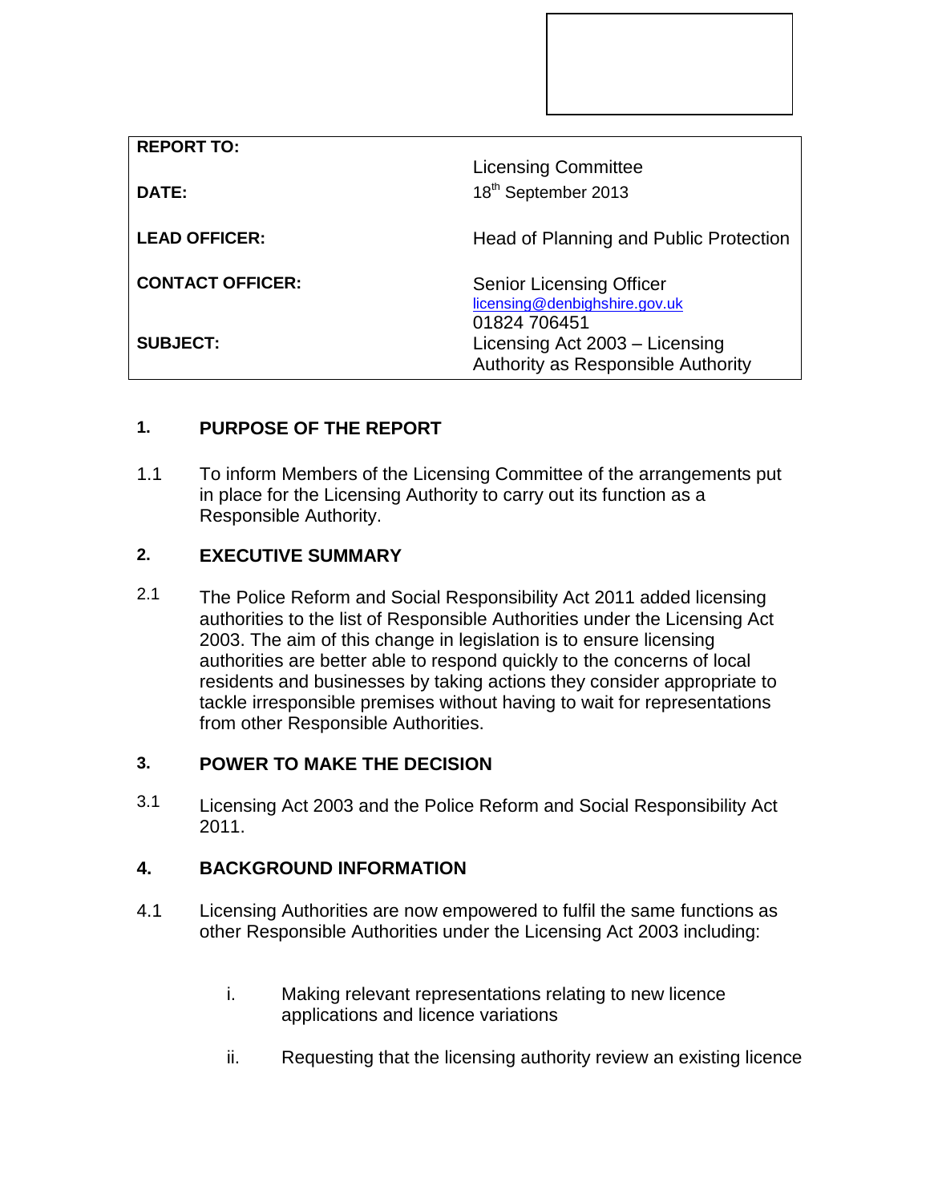| | |
|---|---|
| **REPORT TO:** | Licensing Committee |
| **DATE:** | 18th September 2013 |
| **LEAD OFFICER:** | Head of Planning and Public Protection |
| **CONTACT OFFICER:** | Senior Licensing Officer<br>licensing@denbighshire.gov.uk<br>01824 706451 |
| **SUBJECT:** | Licensing Act 2003 – Licensing Authority as Responsible Authority |

## 1. PURPOSE OF THE REPORT

1.1 To inform Members of the Licensing Committee of the arrangements put in place for the Licensing Authority to carry out its function as a Responsible Authority.

## 2. EXECUTIVE SUMMARY

2.1 The Police Reform and Social Responsibility Act 2011 added licensing authorities to the list of Responsible Authorities under the Licensing Act 2003. The aim of this change in legislation is to ensure licensing authorities are better able to respond quickly to the concerns of local residents and businesses by taking actions they consider appropriate to tackle irresponsible premises without having to wait for representations from other Responsible Authorities.

## 3. POWER TO MAKE THE DECISION

3.1 Licensing Act 2003 and the Police Reform and Social Responsibility Act 2011.

## 4. BACKGROUND INFORMATION

4.1 Licensing Authorities are now empowered to fulfil the same functions as other Responsible Authorities under the Licensing Act 2003 including:

i. Making relevant representations relating to new licence applications and licence variations

ii. Requesting that the licensing authority review an existing licence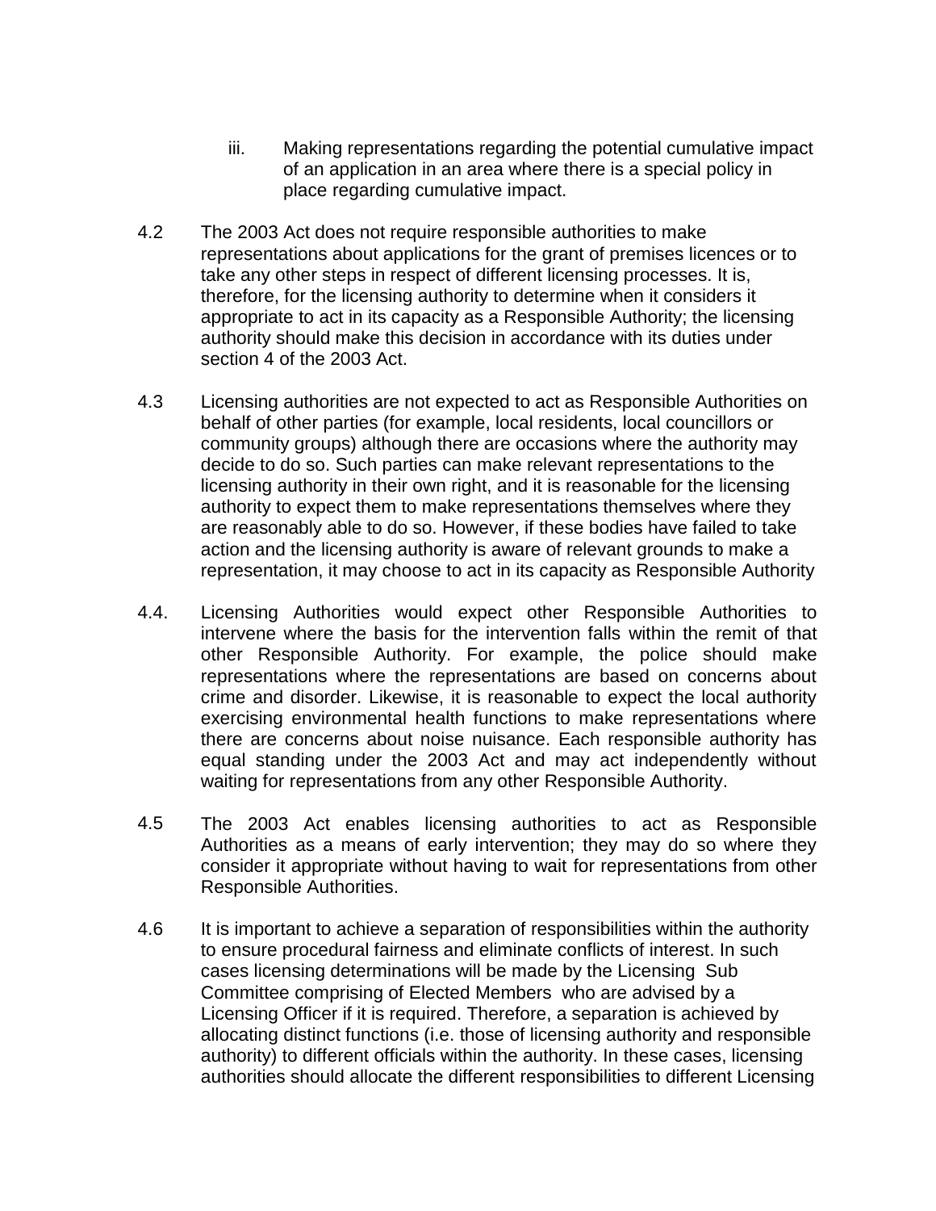iii. Making representations regarding the potential cumulative impact of an application in an area where there is a special policy in place regarding cumulative impact.

4.2 The 2003 Act does not require responsible authorities to make representations about applications for the grant of premises licences or to take any other steps in respect of different licensing processes. It is, therefore, for the licensing authority to determine when it considers it appropriate to act in its capacity as a Responsible Authority; the licensing authority should make this decision in accordance with its duties under section 4 of the 2003 Act.

4.3 Licensing authorities are not expected to act as Responsible Authorities on behalf of other parties (for example, local residents, local councillors or community groups) although there are occasions where the authority may decide to do so. Such parties can make relevant representations to the licensing authority in their own right, and it is reasonable for the licensing authority to expect them to make representations themselves where they are reasonably able to do so. However, if these bodies have failed to take action and the licensing authority is aware of relevant grounds to make a representation, it may choose to act in its capacity as Responsible Authority

4.4. Licensing Authorities would expect other Responsible Authorities to intervene where the basis for the intervention falls within the remit of that other Responsible Authority. For example, the police should make representations where the representations are based on concerns about crime and disorder. Likewise, it is reasonable to expect the local authority exercising environmental health functions to make representations where there are concerns about noise nuisance. Each responsible authority has equal standing under the 2003 Act and may act independently without waiting for representations from any other Responsible Authority.

4.5 The 2003 Act enables licensing authorities to act as Responsible Authorities as a means of early intervention; they may do so where they consider it appropriate without having to wait for representations from other Responsible Authorities.

4.6 It is important to achieve a separation of responsibilities within the authority to ensure procedural fairness and eliminate conflicts of interest. In such cases licensing determinations will be made by the Licensing Sub Committee comprising of Elected Members who are advised by a Licensing Officer if it is required. Therefore, a separation is achieved by allocating distinct functions (i.e. those of licensing authority and responsible authority) to different officials within the authority. In these cases, licensing authorities should allocate the different responsibilities to different Licensing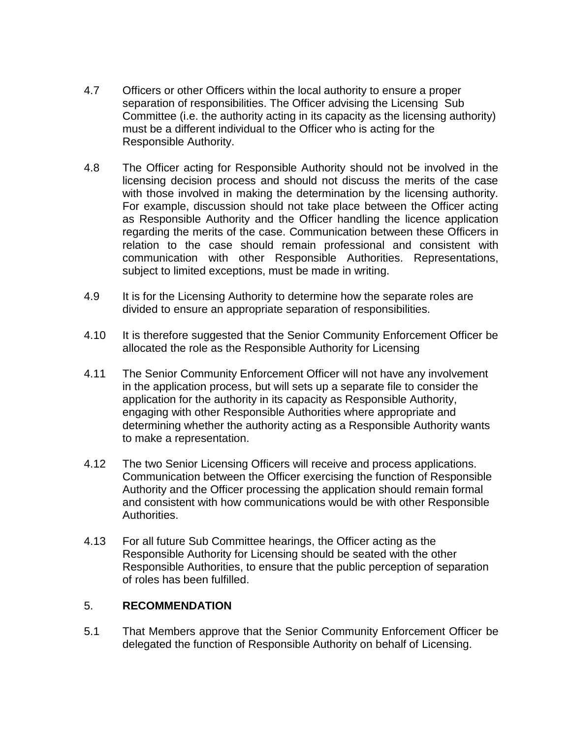4.7 Officers or other Officers within the local authority to ensure a proper separation of responsibilities. The Officer advising the Licensing Sub Committee (i.e. the authority acting in its capacity as the licensing authority) must be a different individual to the Officer who is acting for the Responsible Authority.

4.8 The Officer acting for Responsible Authority should not be involved in the licensing decision process and should not discuss the merits of the case with those involved in making the determination by the licensing authority. For example, discussion should not take place between the Officer acting as Responsible Authority and the Officer handling the licence application regarding the merits of the case. Communication between these Officers in relation to the case should remain professional and consistent with communication with other Responsible Authorities. Representations, subject to limited exceptions, must be made in writing.

4.9 It is for the Licensing Authority to determine how the separate roles are divided to ensure an appropriate separation of responsibilities.

4.10 It is therefore suggested that the Senior Community Enforcement Officer be allocated the role as the Responsible Authority for Licensing

4.11 The Senior Community Enforcement Officer will not have any involvement in the application process, but will sets up a separate file to consider the application for the authority in its capacity as Responsible Authority, engaging with other Responsible Authorities where appropriate and determining whether the authority acting as a Responsible Authority wants to make a representation.

4.12 The two Senior Licensing Officers will receive and process applications. Communication between the Officer exercising the function of Responsible Authority and the Officer processing the application should remain formal and consistent with how communications would be with other Responsible Authorities.

4.13 For all future Sub Committee hearings, the Officer acting as the Responsible Authority for Licensing should be seated with the other Responsible Authorities, to ensure that the public perception of separation of roles has been fulfilled.

## 5. RECOMMENDATION

5.1 That Members approve that the Senior Community Enforcement Officer be delegated the function of Responsible Authority on behalf of Licensing.